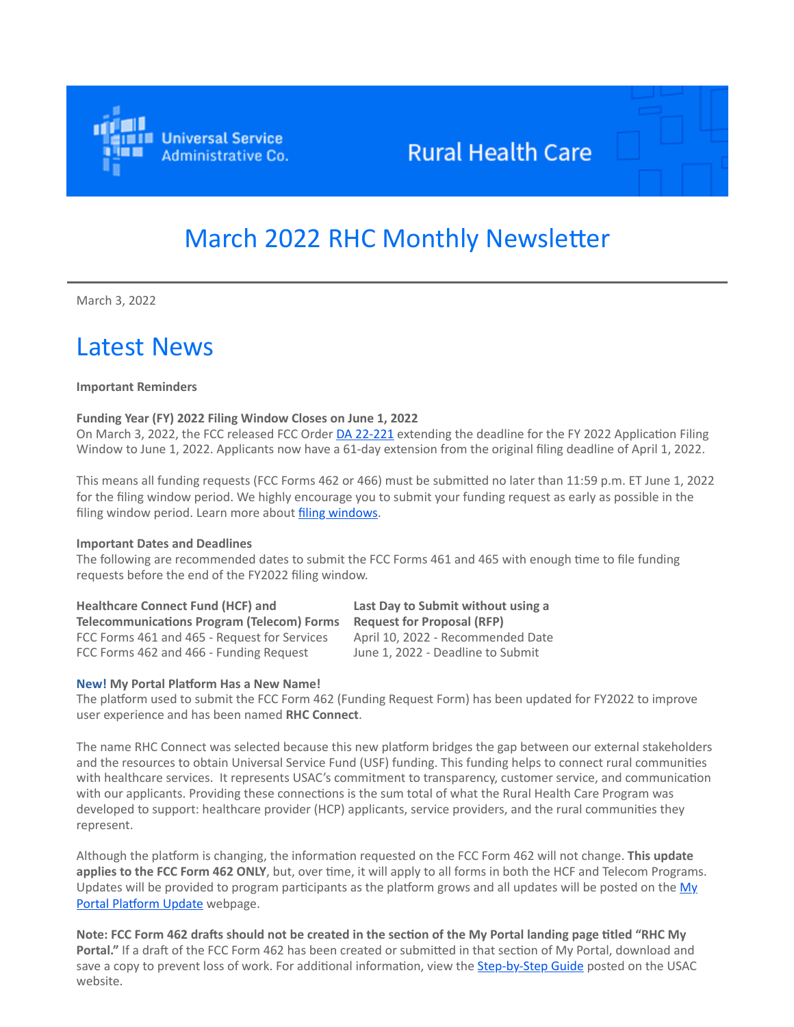Universal Service Administrative Co.

Rural Health Care

# March 2022 RHC Monthly Newsletter

March 3, 2022

## Latest News

**Important Reminders**

**Funding Year (FY) 2022 Filing Window Closes on June 1, 2022**
On March 3, 2022, the FCC released FCC Order [DA 22-221]() extending the deadline for the FY 2022 Application Filing Window to June 1, 2022. Applicants now have a 61-day extension from the original filing deadline of April 1, 2022.

This means all funding requests (FCC Forms 462 or 466) must be submitted no later than 11:59 p.m. ET June 1, 2022 for the filing window period. We highly encourage you to submit your funding request as early as possible in the filing window period. Learn more about [filing windows]().

**Important Dates and Deadlines**
The following are recommended dates to submit the FCC Forms 461 and 465 with enough time to file funding requests before the end of the FY2022 filing window.

| Healthcare Connect Fund (HCF) and Telecommunications Program (Telecom) Forms | Last Day to Submit without using a Request for Proposal (RFP) |
| --- | --- |
| FCC Forms 461 and 465 - Request for Services | April 10, 2022 - Recommended Date |
| FCC Forms 462 and 466 - Funding Request | June 1, 2022 - Deadline to Submit |

**New! My Portal Platform Has a New Name!**
The platform used to submit the FCC Form 462 (Funding Request Form) has been updated for FY2022 to improve user experience and has been named **RHC Connect**.

The name RHC Connect was selected because this new platform bridges the gap between our external stakeholders and the resources to obtain Universal Service Fund (USF) funding. This funding helps to connect rural communities with healthcare services. It represents USAC's commitment to transparency, customer service, and communication with our applicants. Providing these connections is the sum total of what the Rural Health Care Program was developed to support: healthcare provider (HCP) applicants, service providers, and the rural communities they represent.

Although the platform is changing, the information requested on the FCC Form 462 will not change. **This update applies to the FCC Form 462 ONLY**, but, over time, it will apply to all forms in both the HCF and Telecom Programs. Updates will be provided to program participants as the platform grows and all updates will be posted on the [My Portal Platform Update]() webpage.

**Note: FCC Form 462 drafts should not be created in the section of the My Portal landing page titled "RHC My Portal."** If a draft of the FCC Form 462 has been created or submitted in that section of My Portal, download and save a copy to prevent loss of work. For additional information, view the [Step-by-Step Guide]() posted on the USAC website.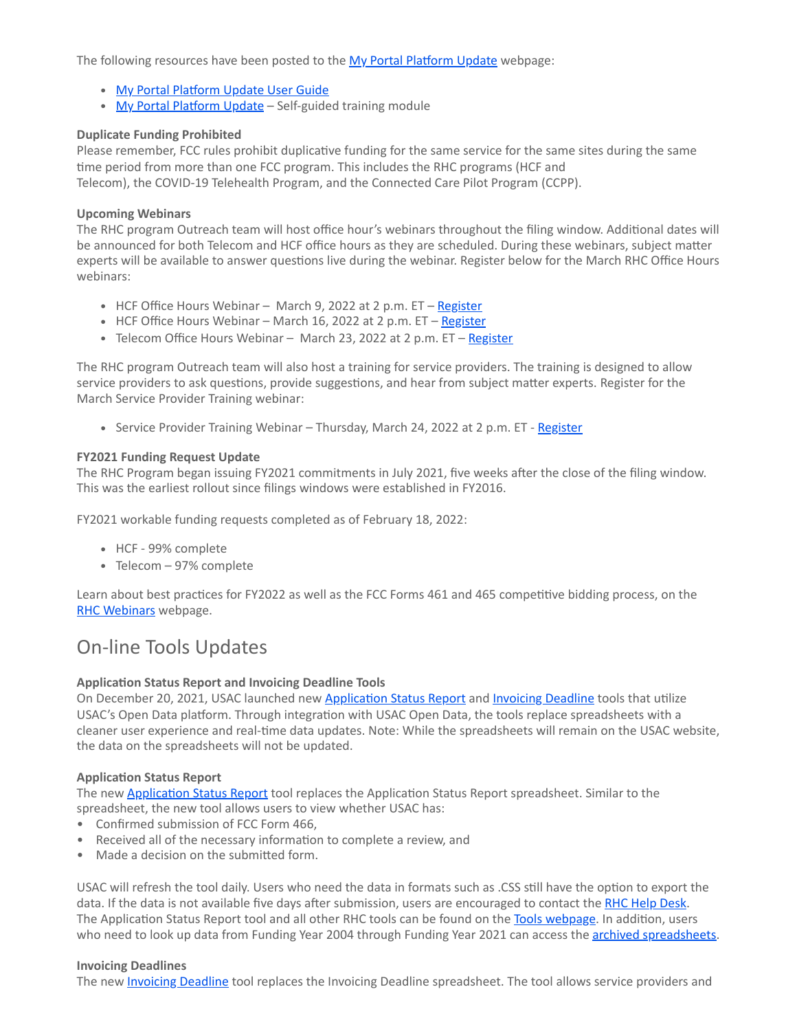The following resources have been posted to the My Portal Platform Update webpage:

- My Portal Platform Update User Guide
- My Portal Platform Update – Self-guided training module

**Duplicate Funding Prohibited**
Please remember, FCC rules prohibit duplicative funding for the same service for the same sites during the same time period from more than one FCC program. This includes the RHC programs (HCF and Telecom), the COVID-19 Telehealth Program, and the Connected Care Pilot Program (CCPP).

**Upcoming Webinars**
The RHC program Outreach team will host office hour's webinars throughout the filing window. Additional dates will be announced for both Telecom and HCF office hours as they are scheduled. During these webinars, subject matter experts will be available to answer questions live during the webinar. Register below for the March RHC Office Hours webinars:

- HCF Office Hours Webinar – March 9, 2022 at 2 p.m. ET – Register
- HCF Office Hours Webinar – March 16, 2022 at 2 p.m. ET – Register
- Telecom Office Hours Webinar – March 23, 2022 at 2 p.m. ET – Register

The RHC program Outreach team will also host a training for service providers. The training is designed to allow service providers to ask questions, provide suggestions, and hear from subject matter experts. Register for the March Service Provider Training webinar:

- Service Provider Training Webinar – Thursday, March 24, 2022 at 2 p.m. ET - Register

**FY2021 Funding Request Update**
The RHC Program began issuing FY2021 commitments in July 2021, five weeks after the close of the filing window. This was the earliest rollout since filings windows were established in FY2016.

FY2021 workable funding requests completed as of February 18, 2022:

- HCF - 99% complete
- Telecom – 97% complete

Learn about best practices for FY2022 as well as the FCC Forms 461 and 465 competitive bidding process, on the RHC Webinars webpage.

## On-line Tools Updates

**Application Status Report and Invoicing Deadline Tools**
On December 20, 2021, USAC launched new Application Status Report and Invoicing Deadline tools that utilize USAC's Open Data platform. Through integration with USAC Open Data, the tools replace spreadsheets with a cleaner user experience and real-time data updates. Note: While the spreadsheets will remain on the USAC website, the data on the spreadsheets will not be updated.

**Application Status Report**
The new Application Status Report tool replaces the Application Status Report spreadsheet. Similar to the spreadsheet, the new tool allows users to view whether USAC has:

- Confirmed submission of FCC Form 466,
- Received all of the necessary information to complete a review, and
- Made a decision on the submitted form.

USAC will refresh the tool daily. Users who need the data in formats such as .CSS still have the option to export the data. If the data is not available five days after submission, users are encouraged to contact the RHC Help Desk. The Application Status Report tool and all other RHC tools can be found on the Tools webpage. In addition, users who need to look up data from Funding Year 2004 through Funding Year 2021 can access the archived spreadsheets.

**Invoicing Deadlines**
The new Invoicing Deadline tool replaces the Invoicing Deadline spreadsheet. The tool allows service providers and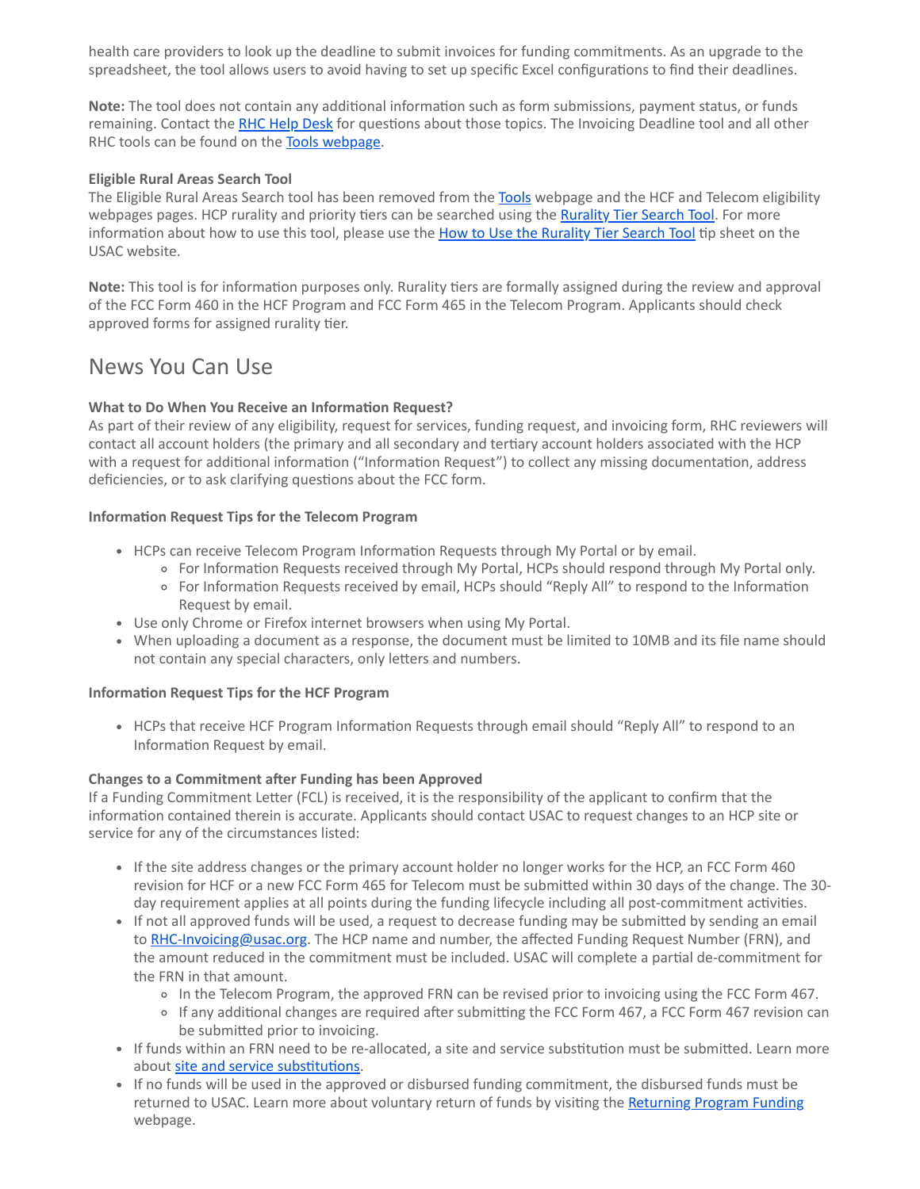health care providers to look up the deadline to submit invoices for funding commitments. As an upgrade to the spreadsheet, the tool allows users to avoid having to set up specific Excel configurations to find their deadlines.

**Note:** The tool does not contain any additional information such as form submissions, payment status, or funds remaining. Contact the [RHC Help Desk]() for questions about those topics. The Invoicing Deadline tool and all other RHC tools can be found on the [Tools webpage]().

**Eligible Rural Areas Search Tool**
The Eligible Rural Areas Search tool has been removed from the [Tools]() webpage and the HCF and Telecom eligibility webpages pages. HCP rurality and priority tiers can be searched using the [Rurality Tier Search Tool](). For more information about how to use this tool, please use the [How to Use the Rurality Tier Search Tool]() tip sheet on the USAC website.

**Note:** This tool is for information purposes only. Rurality tiers are formally assigned during the review and approval of the FCC Form 460 in the HCF Program and FCC Form 465 in the Telecom Program. Applicants should check approved forms for assigned rurality tier.

## News You Can Use

**What to Do When You Receive an Information Request?**
As part of their review of any eligibility, request for services, funding request, and invoicing form, RHC reviewers will contact all account holders (the primary and all secondary and tertiary account holders associated with the HCP with a request for additional information ("Information Request") to collect any missing documentation, address deficiencies, or to ask clarifying questions about the FCC form.

**Information Request Tips for the Telecom Program**

- HCPs can receive Telecom Program Information Requests through My Portal or by email.
  - For Information Requests received through My Portal, HCPs should respond through My Portal only.
  - For Information Requests received by email, HCPs should "Reply All" to respond to the Information Request by email.
- Use only Chrome or Firefox internet browsers when using My Portal.
- When uploading a document as a response, the document must be limited to 10MB and its file name should not contain any special characters, only letters and numbers.

**Information Request Tips for the HCF Program**

- HCPs that receive HCF Program Information Requests through email should "Reply All" to respond to an Information Request by email.

**Changes to a Commitment after Funding has been Approved**
If a Funding Commitment Letter (FCL) is received, it is the responsibility of the applicant to confirm that the information contained therein is accurate. Applicants should contact USAC to request changes to an HCP site or service for any of the circumstances listed:

- If the site address changes or the primary account holder no longer works for the HCP, an FCC Form 460 revision for HCF or a new FCC Form 465 for Telecom must be submitted within 30 days of the change. The 30-day requirement applies at all points during the funding lifecycle including all post-commitment activities.
- If not all approved funds will be used, a request to decrease funding may be submitted by sending an email to [RHC-Invoicing@usac.org](). The HCP name and number, the affected Funding Request Number (FRN), and the amount reduced in the commitment must be included. USAC will complete a partial de-commitment for the FRN in that amount.
  - In the Telecom Program, the approved FRN can be revised prior to invoicing using the FCC Form 467.
  - If any additional changes are required after submitting the FCC Form 467, a FCC Form 467 revision can be submitted prior to invoicing.
- If funds within an FRN need to be re-allocated, a site and service substitution must be submitted. Learn more about [site and service substitutions]().
- If no funds will be used in the approved or disbursed funding commitment, the disbursed funds must be returned to USAC. Learn more about voluntary return of funds by visiting the [Returning Program Funding]() webpage.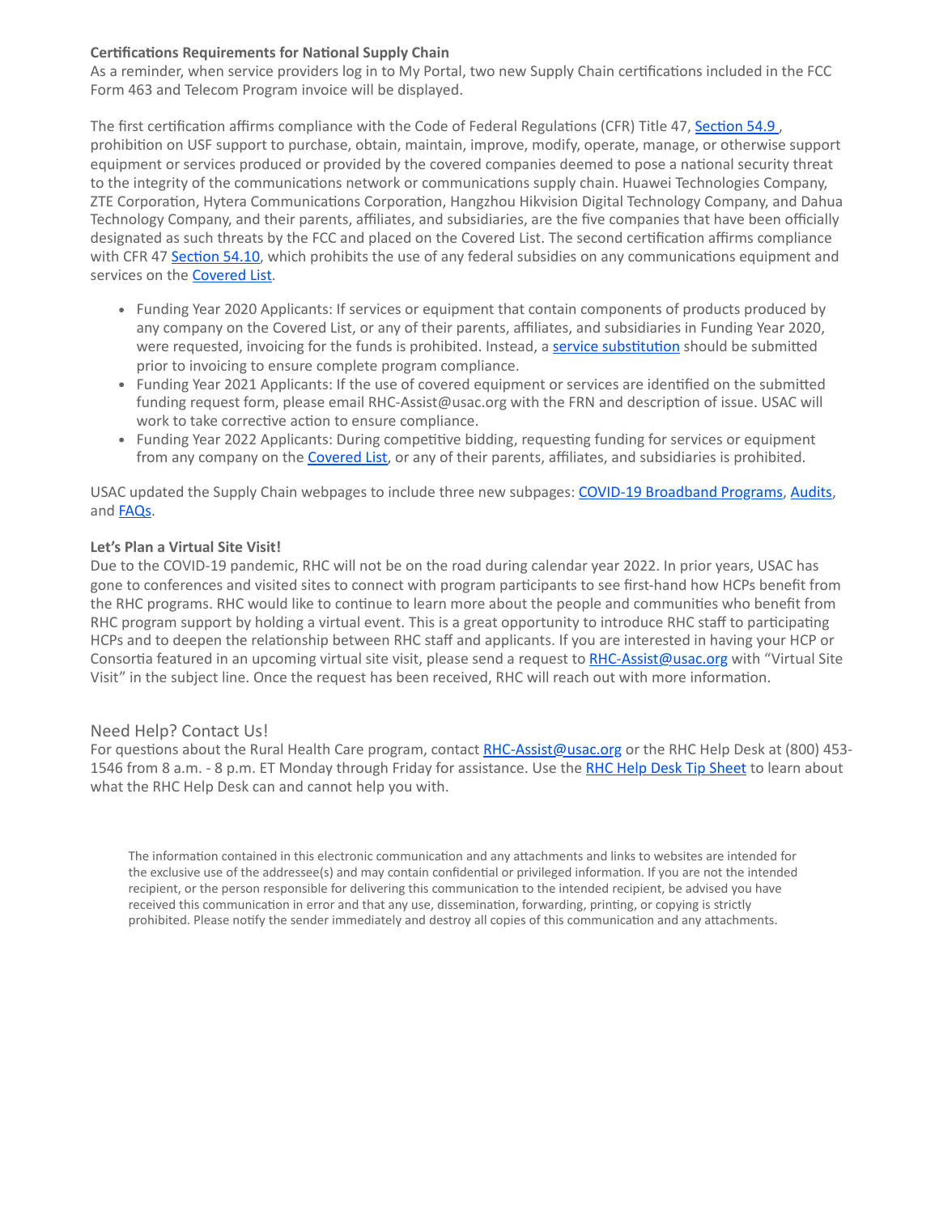**Certifications Requirements for National Supply Chain**

As a reminder, when service providers log in to My Portal, two new Supply Chain certifications included in the FCC Form 463 and Telecom Program invoice will be displayed.

The first certification affirms compliance with the Code of Federal Regulations (CFR) Title 47, [Section 54.9](), prohibition on USF support to purchase, obtain, maintain, improve, modify, operate, manage, or otherwise support equipment or services produced or provided by the covered companies deemed to pose a national security threat to the integrity of the communications network or communications supply chain. Huawei Technologies Company, ZTE Corporation, Hytera Communications Corporation, Hangzhou Hikvision Digital Technology Company, and Dahua Technology Company, and their parents, affiliates, and subsidiaries, are the five companies that have been officially designated as such threats by the FCC and placed on the Covered List. The second certification affirms compliance with CFR 47 [Section 54.10](), which prohibits the use of any federal subsidies on any communications equipment and services on the [Covered List]().

- Funding Year 2020 Applicants: If services or equipment that contain components of products produced by any company on the Covered List, or any of their parents, affiliates, and subsidiaries in Funding Year 2020, were requested, invoicing for the funds is prohibited. Instead, a [service substitution]() should be submitted prior to invoicing to ensure complete program compliance.
- Funding Year 2021 Applicants: If the use of covered equipment or services are identified on the submitted funding request form, please email RHC-Assist@usac.org with the FRN and description of issue. USAC will work to take corrective action to ensure compliance.
- Funding Year 2022 Applicants: During competitive bidding, requesting funding for services or equipment from any company on the [Covered List](), or any of their parents, affiliates, and subsidiaries is prohibited.

USAC updated the Supply Chain webpages to include three new subpages: [COVID-19 Broadband Programs](), [Audits](), and [FAQs]().

**Let's Plan a Virtual Site Visit!**

Due to the COVID-19 pandemic, RHC will not be on the road during calendar year 2022. In prior years, USAC has gone to conferences and visited sites to connect with program participants to see first-hand how HCPs benefit from the RHC programs. RHC would like to continue to learn more about the people and communities who benefit from RHC program support by holding a virtual event. This is a great opportunity to introduce RHC staff to participating HCPs and to deepen the relationship between RHC staff and applicants. If you are interested in having your HCP or Consortia featured in an upcoming virtual site visit, please send a request to [RHC-Assist@usac.org]() with "Virtual Site Visit" in the subject line. Once the request has been received, RHC will reach out with more information.

## Need Help? Contact Us!

For questions about the Rural Health Care program, contact [RHC-Assist@usac.org]() or the RHC Help Desk at (800) 453-1546 from 8 a.m. - 8 p.m. ET Monday through Friday for assistance. Use the [RHC Help Desk Tip Sheet]() to learn about what the RHC Help Desk can and cannot help you with.

The information contained in this electronic communication and any attachments and links to websites are intended for the exclusive use of the addressee(s) and may contain confidential or privileged information. If you are not the intended recipient, or the person responsible for delivering this communication to the intended recipient, be advised you have received this communication in error and that any use, dissemination, forwarding, printing, or copying is strictly prohibited. Please notify the sender immediately and destroy all copies of this communication and any attachments.